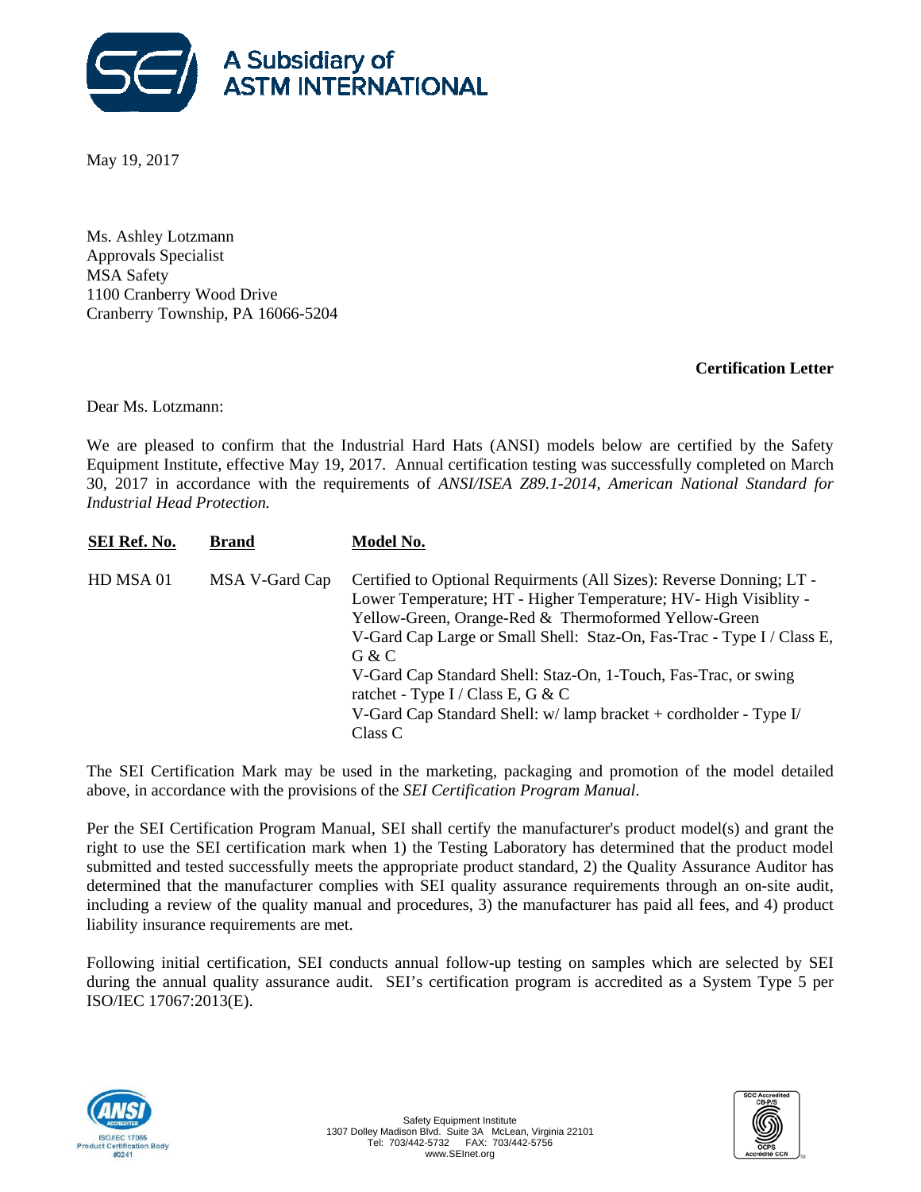A Subsidiary of
ASTM INTERNATIONAL

May 19, 2017

Ms. Ashley Lotzmann
Approvals Specialist
MSA Safety
1100 Cranberry Wood Drive
Cranberry Township, PA 16066-5204

**Certification Letter**

Dear Ms. Lotzmann:

We are pleased to confirm that the Industrial Hard Hats (ANSI) models below are certified by the Safety Equipment Institute, effective May 19, 2017. Annual certification testing was successfully completed on March 30, 2017 in accordance with the requirements of *ANSI/ISEA Z89.1-2014, American National Standard for Industrial Head Protection.*

| **SEI Ref. No.** | **Brand** | **Model No.** |
|---|---|---|
| HD MSA 01 | MSA V-Gard Cap | Certified to Optional Requirments (All Sizes): Reverse Donning; LT - Lower Temperature; HT - Higher Temperature; HV- High Visiblity - Yellow-Green, Orange-Red & Thermoformed Yellow-Green<br>V-Gard Cap Large or Small Shell: Staz-On, Fas-Trac - Type I / Class E, G & C<br>V-Gard Cap Standard Shell: Staz-On, 1-Touch, Fas-Trac, or swing ratchet - Type I / Class E, G & C<br>V-Gard Cap Standard Shell: w/ lamp bracket + cordholder - Type I/ Class C |

The SEI Certification Mark may be used in the marketing, packaging and promotion of the model detailed above, in accordance with the provisions of the *SEI Certification Program Manual*.

Per the SEI Certification Program Manual, SEI shall certify the manufacturer's product model(s) and grant the right to use the SEI certification mark when 1) the Testing Laboratory has determined that the product model submitted and tested successfully meets the appropriate product standard, 2) the Quality Assurance Auditor has determined that the manufacturer complies with SEI quality assurance requirements through an on-site audit, including a review of the quality manual and procedures, 3) the manufacturer has paid all fees, and 4) product liability insurance requirements are met.

Following initial certification, SEI conducts annual follow-up testing on samples which are selected by SEI during the annual quality assurance audit. SEI's certification program is accredited as a System Type 5 per ISO/IEC 17067:2013(E).

Safety Equipment Institute
1307 Dolley Madison Blvd. Suite 3A McLean, Virginia 22101
Tel: 703/442-5732 FAX: 703/442-5756
www.SEInet.org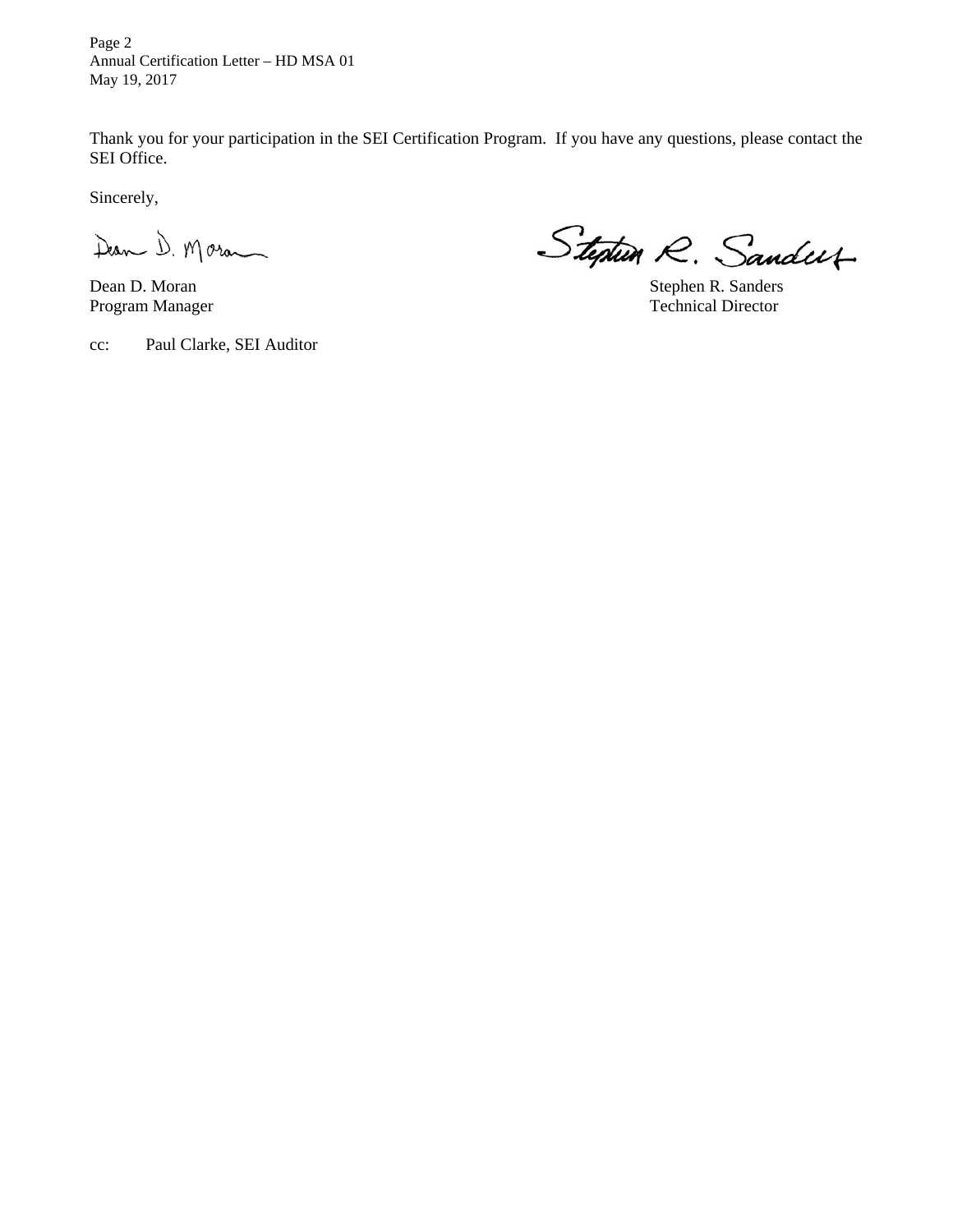Thank you for your participation in the SEI Certification Program. If you have any questions, please contact the SEI Office.

Sincerely,

Dean D. Moran
Program Manager

Stephen R. Sanders
Technical Director

cc: Paul Clarke, SEI Auditor